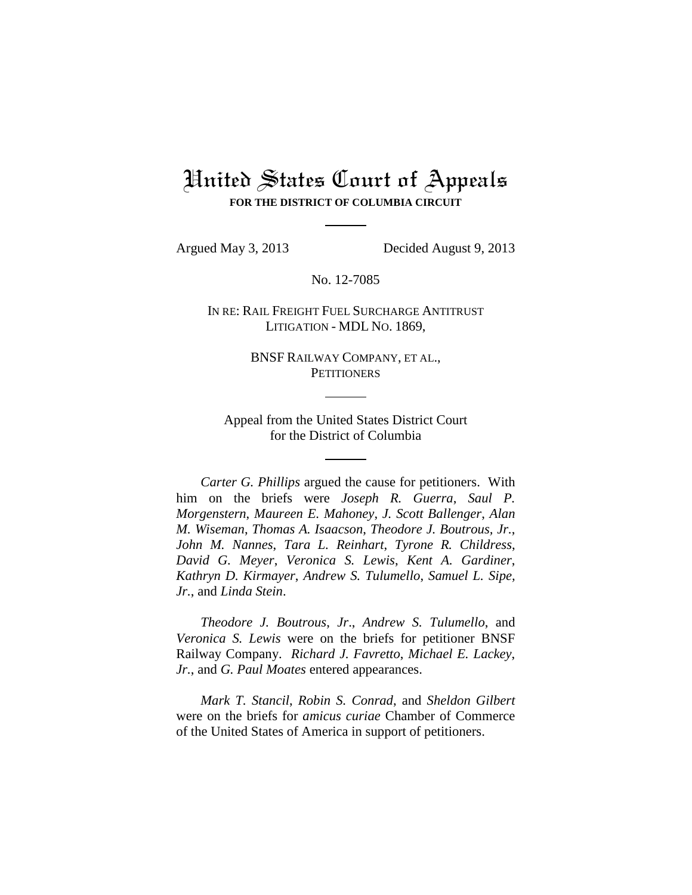# United States Court of Appeals

**FOR THE DISTRICT OF COLUMBIA CIRCUIT**

Argued May 3, 2013 Decided August 9, 2013

No. 12-7085

IN RE: RAIL FREIGHT FUEL SURCHARGE ANTITRUST LITIGATION - MDL NO. 1869,

BNSF RAILWAY COMPANY, ET AL.,
PETITIONERS

Appeal from the United States District Court
for the District of Columbia

*Carter G. Phillips* argued the cause for petitioners. With him on the briefs were *Joseph R. Guerra*, *Saul P. Morgenstern, Maureen E. Mahoney*, *J. Scott Ballenger*, *Alan M. Wiseman*, *Thomas A. Isaacson*, *Theodore J. Boutrous, Jr.*, *John M. Nannes*, *Tara L. Reinhart*, *Tyrone R. Childress*, *David G. Meyer*, *Veronica S. Lewis*, *Kent A. Gardiner*, *Kathryn D. Kirmayer*, *Andrew S. Tulumello*, *Samuel L. Sipe, Jr.*, and *Linda Stein*.

*Theodore J. Boutrous*, *Jr*., *Andrew S. Tulumello*, and *Veronica S. Lewis* were on the briefs for petitioner BNSF Railway Company. *Richard J. Favretto*, *Michael E. Lackey, Jr.*, and *G. Paul Moates* entered appearances.

*Mark T. Stancil*, *Robin S. Conrad*, and *Sheldon Gilbert* were on the briefs for *amicus curiae* Chamber of Commerce of the United States of America in support of petitioners.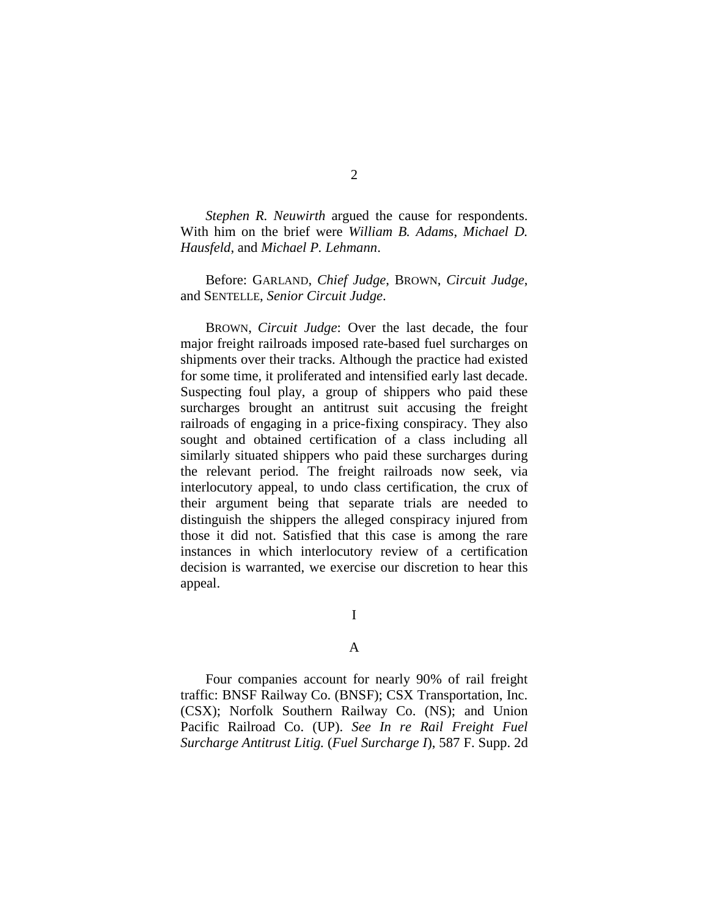*Stephen R. Neuwirth* argued the cause for respondents. With him on the brief were *William B. Adams*, *Michael D. Hausfeld*, and *Michael P. Lehmann*.

Before: GARLAND, *Chief Judge*, BROWN, *Circuit Judge*, and SENTELLE, *Senior Circuit Judge*.

BROWN, *Circuit Judge*: Over the last decade, the four major freight railroads imposed rate-based fuel surcharges on shipments over their tracks. Although the practice had existed for some time, it proliferated and intensified early last decade. Suspecting foul play, a group of shippers who paid these surcharges brought an antitrust suit accusing the freight railroads of engaging in a price-fixing conspiracy. They also sought and obtained certification of a class including all similarly situated shippers who paid these surcharges during the relevant period. The freight railroads now seek, via interlocutory appeal, to undo class certification, the crux of their argument being that separate trials are needed to distinguish the shippers the alleged conspiracy injured from those it did not. Satisfied that this case is among the rare instances in which interlocutory review of a certification decision is warranted, we exercise our discretion to hear this appeal.

I

A

Four companies account for nearly 90% of rail freight traffic: BNSF Railway Co. (BNSF); CSX Transportation, Inc. (CSX); Norfolk Southern Railway Co. (NS); and Union Pacific Railroad Co. (UP). *See In re Rail Freight Fuel Surcharge Antitrust Litig.* (*Fuel Surcharge I*), 587 F. Supp. 2d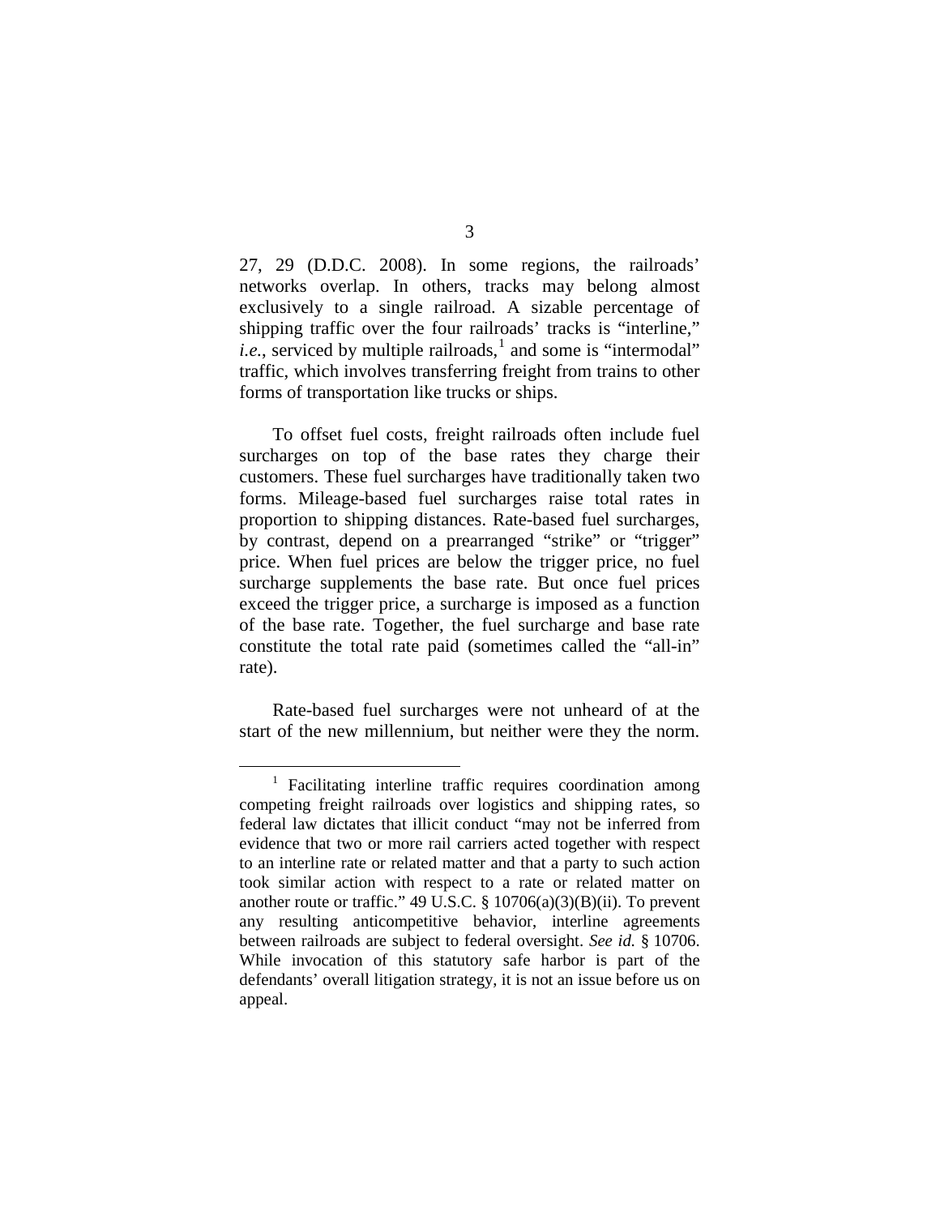27, 29 (D.D.C. 2008). In some regions, the railroads' networks overlap. In others, tracks may belong almost exclusively to a single railroad. A sizable percentage of shipping traffic over the four railroads' tracks is "interline," *i.e.*, serviced by multiple railroads,[1] and some is "intermodal" traffic, which involves transferring freight from trains to other forms of transportation like trucks or ships.

To offset fuel costs, freight railroads often include fuel surcharges on top of the base rates they charge their customers. These fuel surcharges have traditionally taken two forms. Mileage-based fuel surcharges raise total rates in proportion to shipping distances. Rate-based fuel surcharges, by contrast, depend on a prearranged "strike" or "trigger" price. When fuel prices are below the trigger price, no fuel surcharge supplements the base rate. But once fuel prices exceed the trigger price, a surcharge is imposed as a function of the base rate. Together, the fuel surcharge and base rate constitute the total rate paid (sometimes called the "all-in" rate).

Rate-based fuel surcharges were not unheard of at the start of the new millennium, but neither were they the norm.

[1] Facilitating interline traffic requires coordination among competing freight railroads over logistics and shipping rates, so federal law dictates that illicit conduct "may not be inferred from evidence that two or more rail carriers acted together with respect to an interline rate or related matter and that a party to such action took similar action with respect to a rate or related matter on another route or traffic." 49 U.S.C. § 10706(a)(3)(B)(ii). To prevent any resulting anticompetitive behavior, interline agreements between railroads are subject to federal oversight. *See id.* § 10706. While invocation of this statutory safe harbor is part of the defendants' overall litigation strategy, it is not an issue before us on appeal.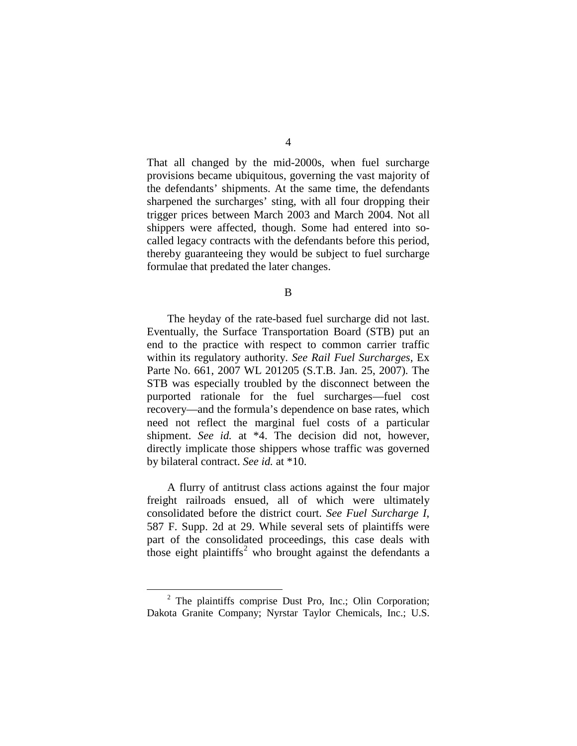That all changed by the mid-2000s, when fuel surcharge provisions became ubiquitous, governing the vast majority of the defendants' shipments. At the same time, the defendants sharpened the surcharges' sting, with all four dropping their trigger prices between March 2003 and March 2004. Not all shippers were affected, though. Some had entered into so-called legacy contracts with the defendants before this period, thereby guaranteeing they would be subject to fuel surcharge formulae that predated the later changes.

## B

The heyday of the rate-based fuel surcharge did not last. Eventually, the Surface Transportation Board (STB) put an end to the practice with respect to common carrier traffic within its regulatory authority. *See Rail Fuel Surcharges*, Ex Parte No. 661, 2007 WL 201205 (S.T.B. Jan. 25, 2007). The STB was especially troubled by the disconnect between the purported rationale for the fuel surcharges—fuel cost recovery—and the formula's dependence on base rates, which need not reflect the marginal fuel costs of a particular shipment. *See id.* at *4. The decision did not, however, directly implicate those shippers whose traffic was governed by bilateral contract. *See id.* at *10.

A flurry of antitrust class actions against the four major freight railroads ensued, all of which were ultimately consolidated before the district court. *See Fuel Surcharge I*, 587 F. Supp. 2d at 29. While several sets of plaintiffs were part of the consolidated proceedings, this case deals with those eight plaintiffs[2] who brought against the defendants a

[2] The plaintiffs comprise Dust Pro, Inc.; Olin Corporation; Dakota Granite Company; Nyrstar Taylor Chemicals, Inc.; U.S.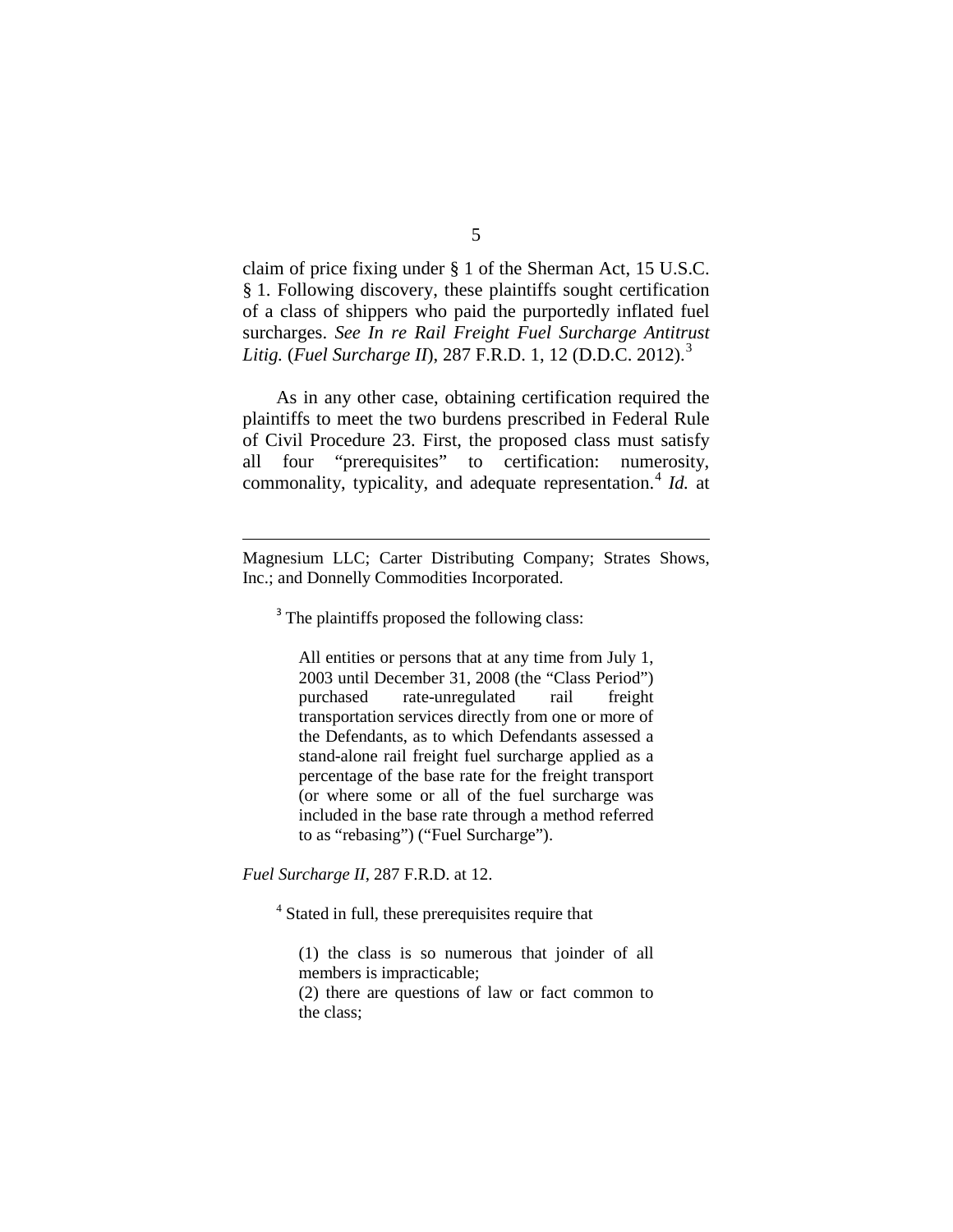claim of price fixing under § 1 of the Sherman Act, 15 U.S.C. § 1. Following discovery, these plaintiffs sought certification of a class of shippers who paid the purportedly inflated fuel surcharges. *See In re Rail Freight Fuel Surcharge Antitrust Litig.* (*Fuel Surcharge II*), 287 F.R.D. 1, 12 (D.D.C. 2012).[3]

As in any other case, obtaining certification required the plaintiffs to meet the two burdens prescribed in Federal Rule of Civil Procedure 23. First, the proposed class must satisfy all four "prerequisites" to certification: numerosity, commonality, typicality, and adequate representation.[4] *Id.* at

---

Magnesium LLC; Carter Distributing Company; Strates Shows, Inc.; and Donnelly Commodities Incorporated.

[3] The plaintiffs proposed the following class:

> All entities or persons that at any time from July 1, 2003 until December 31, 2008 (the "Class Period") purchased rate-unregulated rail freight transportation services directly from one or more of the Defendants, as to which Defendants assessed a stand-alone rail freight fuel surcharge applied as a percentage of the base rate for the freight transport (or where some or all of the fuel surcharge was included in the base rate through a method referred to as "rebasing") ("Fuel Surcharge").

*Fuel Surcharge II*, 287 F.R.D. at 12.

[4] Stated in full, these prerequisites require that

> (1) the class is so numerous that joinder of all members is impracticable;
> (2) there are questions of law or fact common to the class;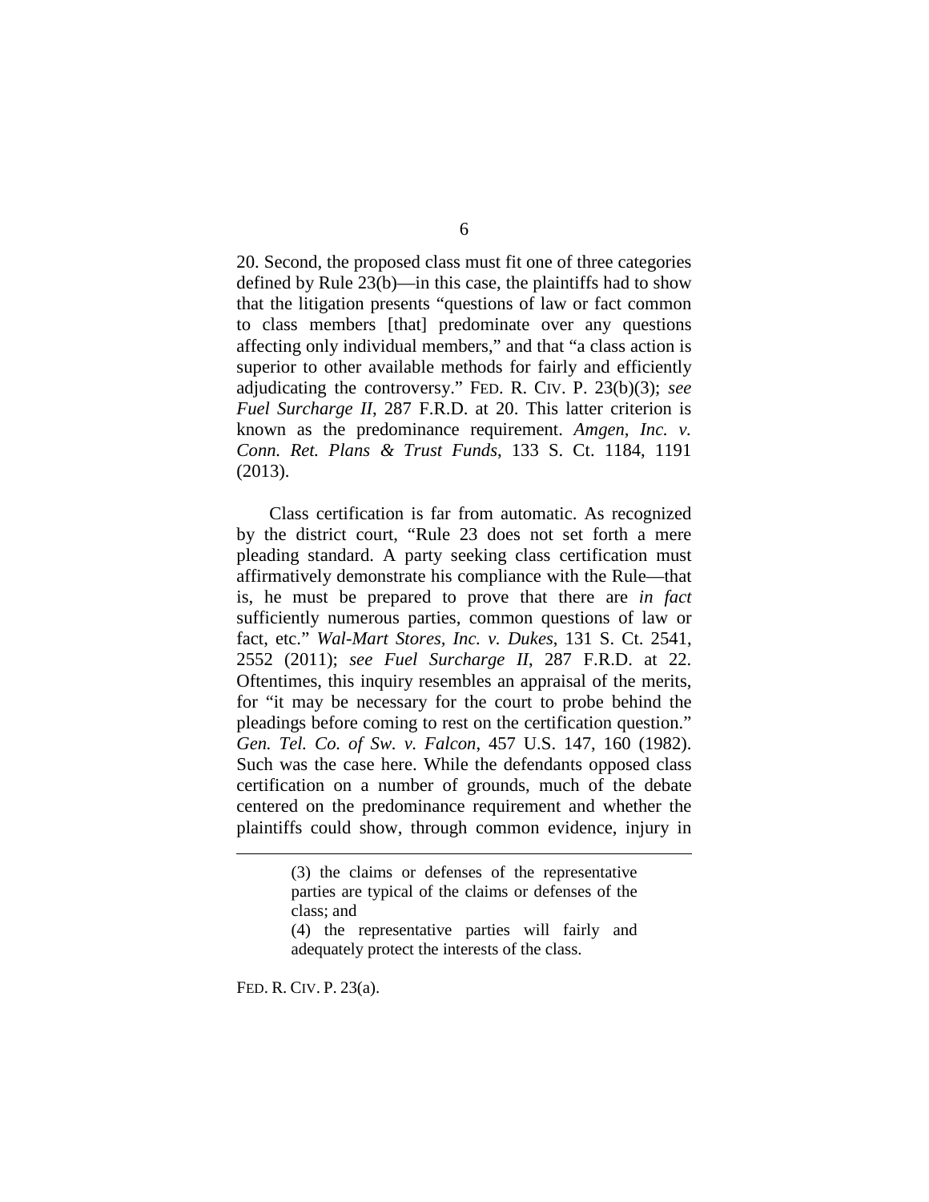20. Second, the proposed class must fit one of three categories defined by Rule 23(b)—in this case, the plaintiffs had to show that the litigation presents "questions of law or fact common to class members [that] predominate over any questions affecting only individual members," and that "a class action is superior to other available methods for fairly and efficiently adjudicating the controversy." FED. R. CIV. P. 23(b)(3); *see Fuel Surcharge II*, 287 F.R.D. at 20. This latter criterion is known as the predominance requirement. *Amgen, Inc. v. Conn. Ret. Plans & Trust Funds*, 133 S. Ct. 1184, 1191 (2013).

Class certification is far from automatic. As recognized by the district court, "Rule 23 does not set forth a mere pleading standard. A party seeking class certification must affirmatively demonstrate his compliance with the Rule—that is, he must be prepared to prove that there are *in fact* sufficiently numerous parties, common questions of law or fact, etc." *Wal-Mart Stores, Inc. v. Dukes*, 131 S. Ct. 2541, 2552 (2011); *see Fuel Surcharge II*, 287 F.R.D. at 22. Oftentimes, this inquiry resembles an appraisal of the merits, for "it may be necessary for the court to probe behind the pleadings before coming to rest on the certification question." *Gen. Tel. Co. of Sw. v. Falcon*, 457 U.S. 147, 160 (1982). Such was the case here. While the defendants opposed class certification on a number of grounds, much of the debate centered on the predominance requirement and whether the plaintiffs could show, through common evidence, injury in

> (3) the claims or defenses of the representative parties are typical of the claims or defenses of the class; and
>
> (4) the representative parties will fairly and adequately protect the interests of the class.

FED. R. CIV. P. 23(a).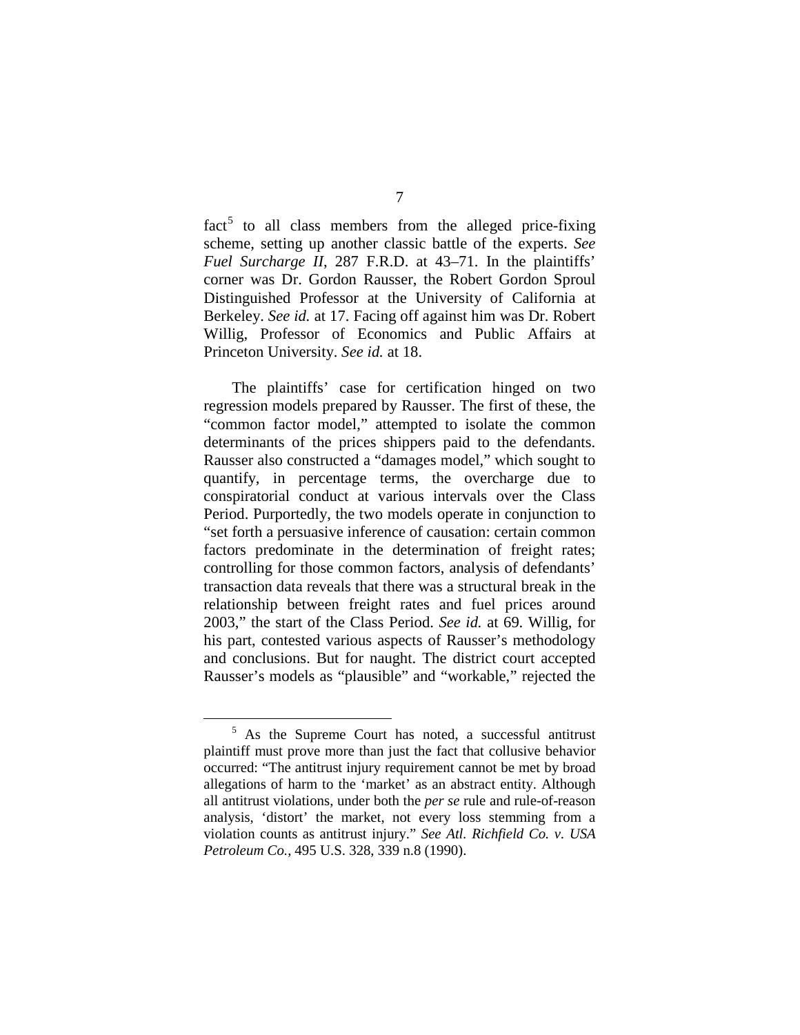fact[5] to all class members from the alleged price-fixing scheme, setting up another classic battle of the experts. *See Fuel Surcharge II*, 287 F.R.D. at 43–71. In the plaintiffs' corner was Dr. Gordon Rausser, the Robert Gordon Sproul Distinguished Professor at the University of California at Berkeley. *See id.* at 17. Facing off against him was Dr. Robert Willig, Professor of Economics and Public Affairs at Princeton University. *See id.* at 18.

The plaintiffs' case for certification hinged on two regression models prepared by Rausser. The first of these, the "common factor model," attempted to isolate the common determinants of the prices shippers paid to the defendants. Rausser also constructed a "damages model," which sought to quantify, in percentage terms, the overcharge due to conspiratorial conduct at various intervals over the Class Period. Purportedly, the two models operate in conjunction to "set forth a persuasive inference of causation: certain common factors predominate in the determination of freight rates; controlling for those common factors, analysis of defendants' transaction data reveals that there was a structural break in the relationship between freight rates and fuel prices around 2003," the start of the Class Period. *See id.* at 69. Willig, for his part, contested various aspects of Rausser's methodology and conclusions. But for naught. The district court accepted Rausser's models as "plausible" and "workable," rejected the

[5] As the Supreme Court has noted, a successful antitrust plaintiff must prove more than just the fact that collusive behavior occurred: "The antitrust injury requirement cannot be met by broad allegations of harm to the 'market' as an abstract entity. Although all antitrust violations, under both the *per se* rule and rule-of-reason analysis, 'distort' the market, not every loss stemming from a violation counts as antitrust injury." *See Atl. Richfield Co. v. USA Petroleum Co.*, 495 U.S. 328, 339 n.8 (1990).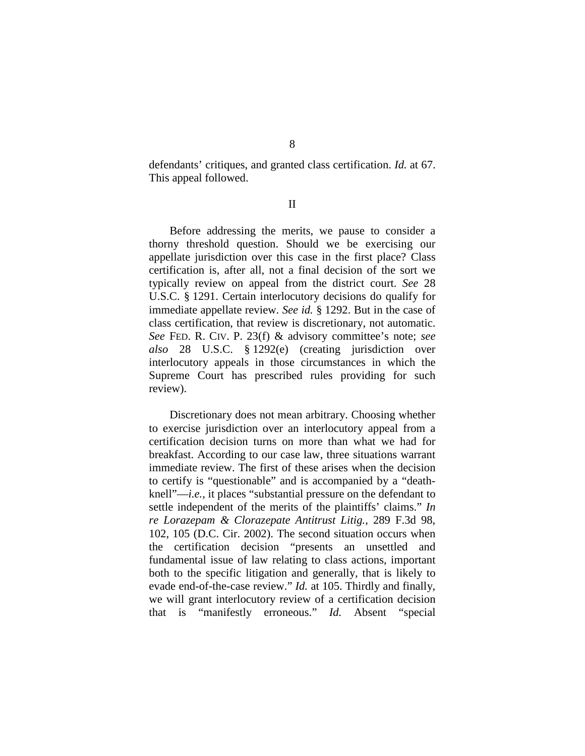defendants' critiques, and granted class certification. *Id.* at 67. This appeal followed.

## II

Before addressing the merits, we pause to consider a thorny threshold question. Should we be exercising our appellate jurisdiction over this case in the first place? Class certification is, after all, not a final decision of the sort we typically review on appeal from the district court. *See* 28 U.S.C. § 1291. Certain interlocutory decisions do qualify for immediate appellate review. *See id.* § 1292. But in the case of class certification, that review is discretionary, not automatic. *See* FED. R. CIV. P. 23(f) & advisory committee's note; *see also* 28 U.S.C. § 1292(e) (creating jurisdiction over interlocutory appeals in those circumstances in which the Supreme Court has prescribed rules providing for such review).

Discretionary does not mean arbitrary. Choosing whether to exercise jurisdiction over an interlocutory appeal from a certification decision turns on more than what we had for breakfast. According to our case law, three situations warrant immediate review. The first of these arises when the decision to certify is "questionable" and is accompanied by a "death-knell"—*i.e.*, it places "substantial pressure on the defendant to settle independent of the merits of the plaintiffs' claims." *In re Lorazepam & Clorazepate Antitrust Litig.*, 289 F.3d 98, 102, 105 (D.C. Cir. 2002). The second situation occurs when the certification decision "presents an unsettled and fundamental issue of law relating to class actions, important both to the specific litigation and generally, that is likely to evade end-of-the-case review." *Id.* at 105. Thirdly and finally, we will grant interlocutory review of a certification decision that is "manifestly erroneous." *Id.* Absent "special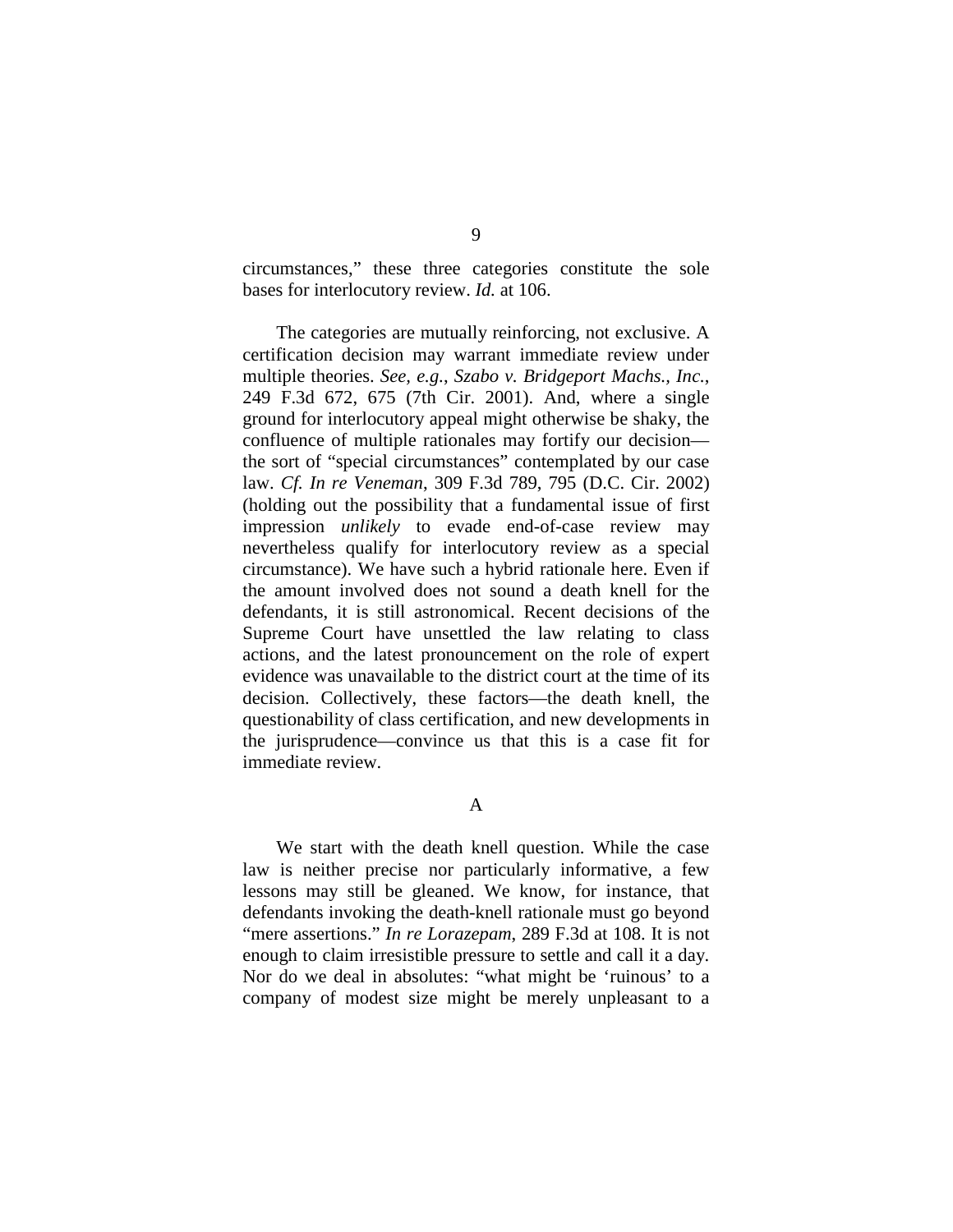circumstances," these three categories constitute the sole bases for interlocutory review. *Id.* at 106.

The categories are mutually reinforcing, not exclusive. A certification decision may warrant immediate review under multiple theories. *See, e.g.*, *Szabo v. Bridgeport Machs., Inc.*, 249 F.3d 672, 675 (7th Cir. 2001). And, where a single ground for interlocutory appeal might otherwise be shaky, the confluence of multiple rationales may fortify our decision—the sort of "special circumstances" contemplated by our case law. *Cf. In re Veneman*, 309 F.3d 789, 795 (D.C. Cir. 2002) (holding out the possibility that a fundamental issue of first impression *unlikely* to evade end-of-case review may nevertheless qualify for interlocutory review as a special circumstance). We have such a hybrid rationale here. Even if the amount involved does not sound a death knell for the defendants, it is still astronomical. Recent decisions of the Supreme Court have unsettled the law relating to class actions, and the latest pronouncement on the role of expert evidence was unavailable to the district court at the time of its decision. Collectively, these factors—the death knell, the questionability of class certification, and new developments in the jurisprudence—convince us that this is a case fit for immediate review.

### A

We start with the death knell question. While the case law is neither precise nor particularly informative, a few lessons may still be gleaned. We know, for instance, that defendants invoking the death-knell rationale must go beyond "mere assertions." *In re Lorazepam*, 289 F.3d at 108. It is not enough to claim irresistible pressure to settle and call it a day. Nor do we deal in absolutes: "what might be 'ruinous' to a company of modest size might be merely unpleasant to a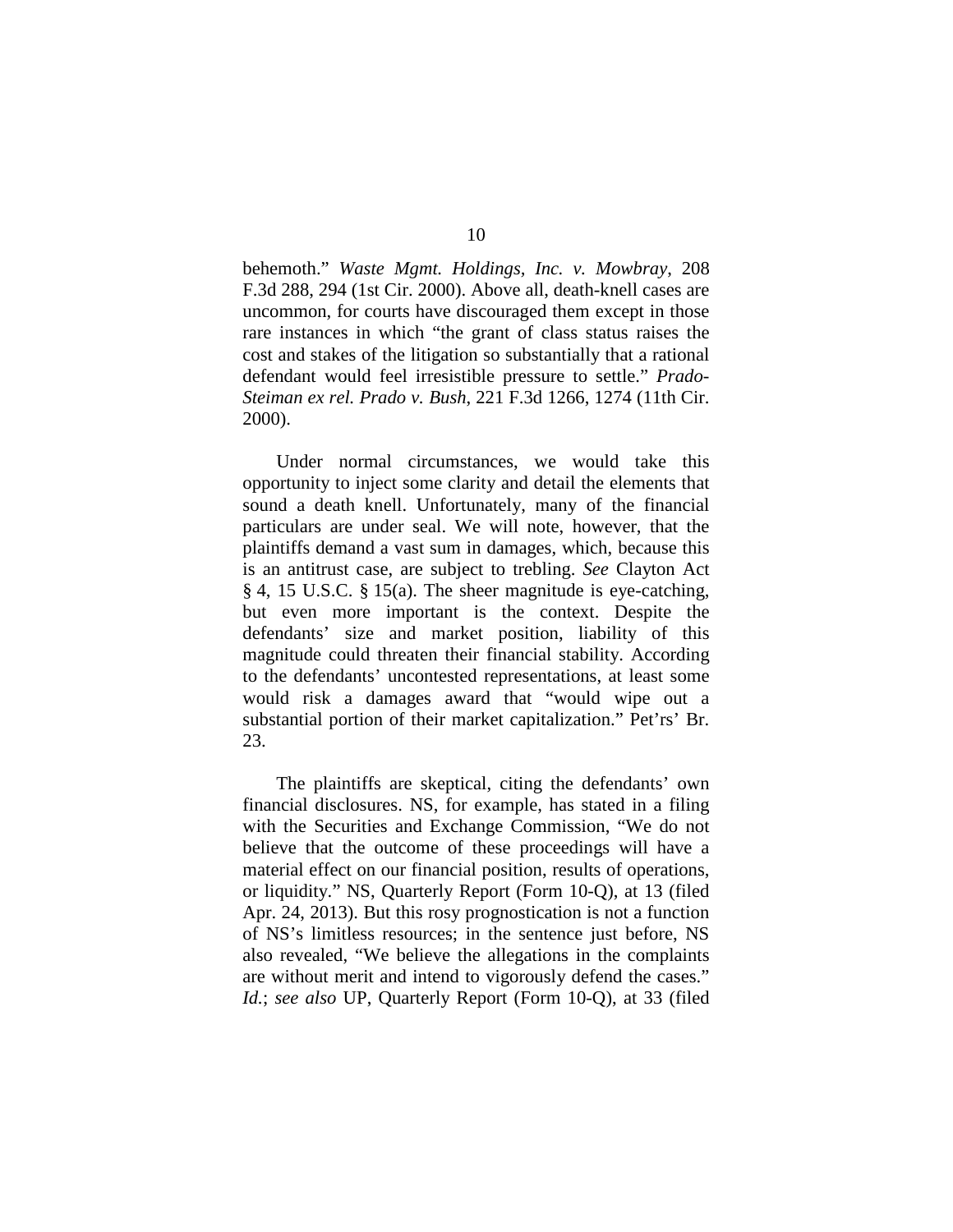behemoth." *Waste Mgmt. Holdings, Inc. v. Mowbray*, 208 F.3d 288, 294 (1st Cir. 2000). Above all, death-knell cases are uncommon, for courts have discouraged them except in those rare instances in which "the grant of class status raises the cost and stakes of the litigation so substantially that a rational defendant would feel irresistible pressure to settle." *Prado-Steiman ex rel. Prado v. Bush*, 221 F.3d 1266, 1274 (11th Cir. 2000).

Under normal circumstances, we would take this opportunity to inject some clarity and detail the elements that sound a death knell. Unfortunately, many of the financial particulars are under seal. We will note, however, that the plaintiffs demand a vast sum in damages, which, because this is an antitrust case, are subject to trebling. *See* Clayton Act § 4, 15 U.S.C. § 15(a). The sheer magnitude is eye-catching, but even more important is the context. Despite the defendants' size and market position, liability of this magnitude could threaten their financial stability. According to the defendants' uncontested representations, at least some would risk a damages award that "would wipe out a substantial portion of their market capitalization." Pet'rs' Br. 23.

The plaintiffs are skeptical, citing the defendants' own financial disclosures. NS, for example, has stated in a filing with the Securities and Exchange Commission, "We do not believe that the outcome of these proceedings will have a material effect on our financial position, results of operations, or liquidity." NS, Quarterly Report (Form 10-Q), at 13 (filed Apr. 24, 2013). But this rosy prognostication is not a function of NS's limitless resources; in the sentence just before, NS also revealed, "We believe the allegations in the complaints are without merit and intend to vigorously defend the cases." *Id.*; *see also* UP, Quarterly Report (Form 10-Q), at 33 (filed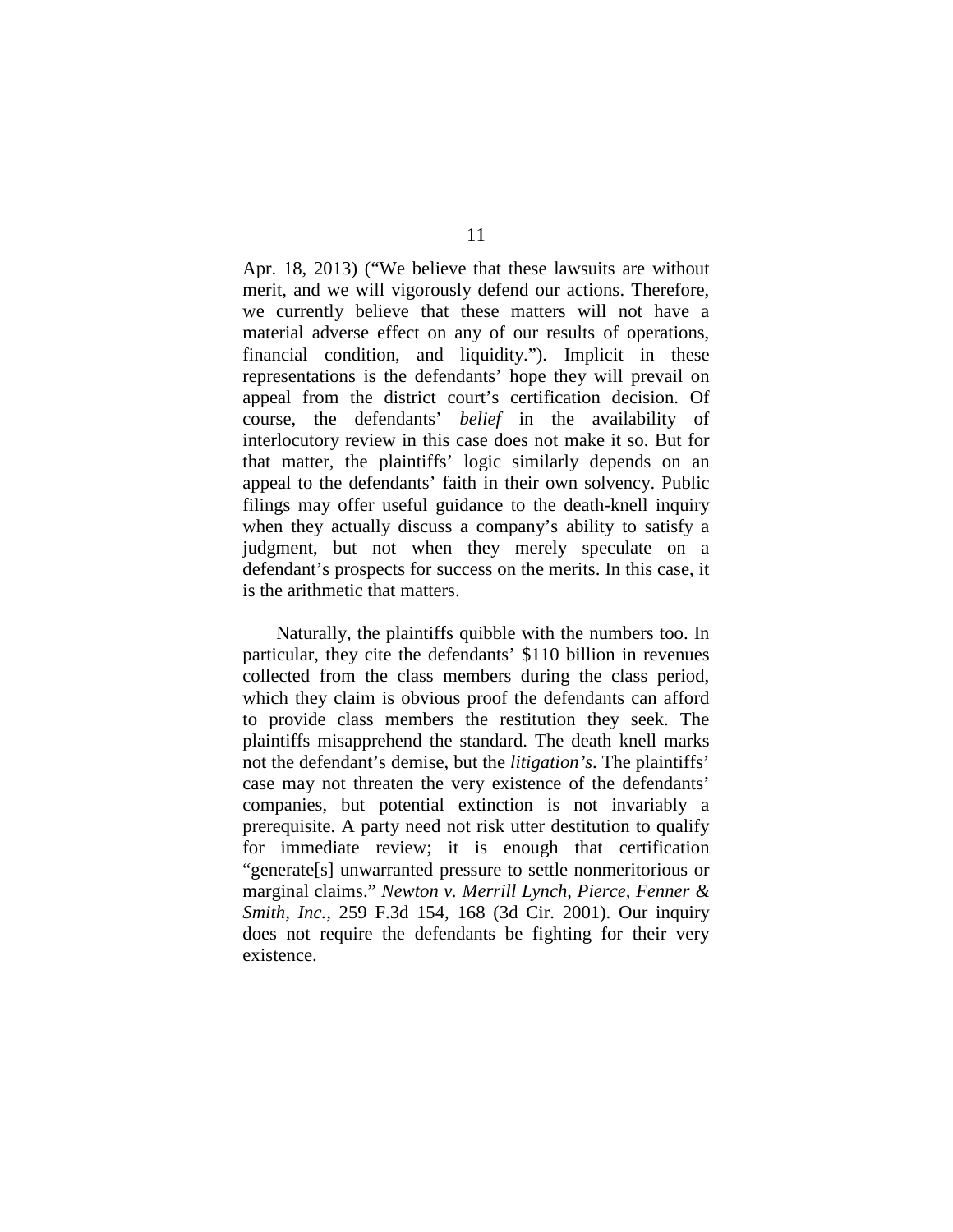Apr. 18, 2013) ("We believe that these lawsuits are without merit, and we will vigorously defend our actions. Therefore, we currently believe that these matters will not have a material adverse effect on any of our results of operations, financial condition, and liquidity."). Implicit in these representations is the defendants' hope they will prevail on appeal from the district court's certification decision. Of course, the defendants' *belief* in the availability of interlocutory review in this case does not make it so. But for that matter, the plaintiffs' logic similarly depends on an appeal to the defendants' faith in their own solvency. Public filings may offer useful guidance to the death-knell inquiry when they actually discuss a company's ability to satisfy a judgment, but not when they merely speculate on a defendant's prospects for success on the merits. In this case, it is the arithmetic that matters.

Naturally, the plaintiffs quibble with the numbers too. In particular, they cite the defendants' $110 billion in revenues collected from the class members during the class period, which they claim is obvious proof the defendants can afford to provide class members the restitution they seek. The plaintiffs misapprehend the standard. The death knell marks not the defendant's demise, but the *litigation's*. The plaintiffs' case may not threaten the very existence of the defendants' companies, but potential extinction is not invariably a prerequisite. A party need not risk utter destitution to qualify for immediate review; it is enough that certification "generate[s] unwarranted pressure to settle nonmeritorious or marginal claims." *Newton v. Merrill Lynch, Pierce, Fenner & Smith, Inc.*, 259 F.3d 154, 168 (3d Cir. 2001). Our inquiry does not require the defendants be fighting for their very existence.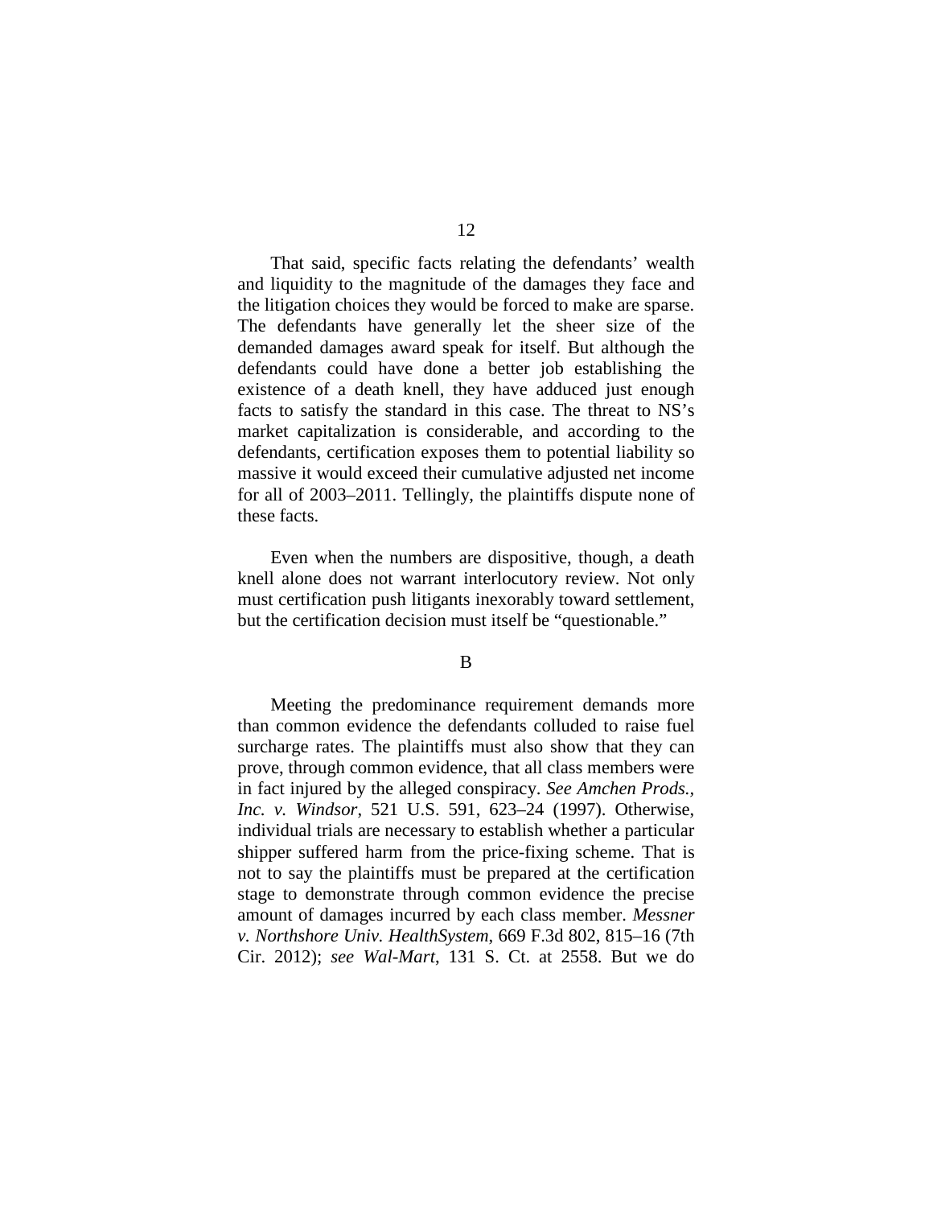That said, specific facts relating the defendants' wealth and liquidity to the magnitude of the damages they face and the litigation choices they would be forced to make are sparse. The defendants have generally let the sheer size of the demanded damages award speak for itself. But although the defendants could have done a better job establishing the existence of a death knell, they have adduced just enough facts to satisfy the standard in this case. The threat to NS's market capitalization is considerable, and according to the defendants, certification exposes them to potential liability so massive it would exceed their cumulative adjusted net income for all of 2003–2011. Tellingly, the plaintiffs dispute none of these facts.

Even when the numbers are dispositive, though, a death knell alone does not warrant interlocutory review. Not only must certification push litigants inexorably toward settlement, but the certification decision must itself be "questionable."

### B

Meeting the predominance requirement demands more than common evidence the defendants colluded to raise fuel surcharge rates. The plaintiffs must also show that they can prove, through common evidence, that all class members were in fact injured by the alleged conspiracy. *See Amchen Prods., Inc. v. Windsor*, 521 U.S. 591, 623–24 (1997). Otherwise, individual trials are necessary to establish whether a particular shipper suffered harm from the price-fixing scheme. That is not to say the plaintiffs must be prepared at the certification stage to demonstrate through common evidence the precise amount of damages incurred by each class member. *Messner v. Northshore Univ. HealthSystem*, 669 F.3d 802, 815–16 (7th Cir. 2012); *see Wal-Mart*, 131 S. Ct. at 2558. But we do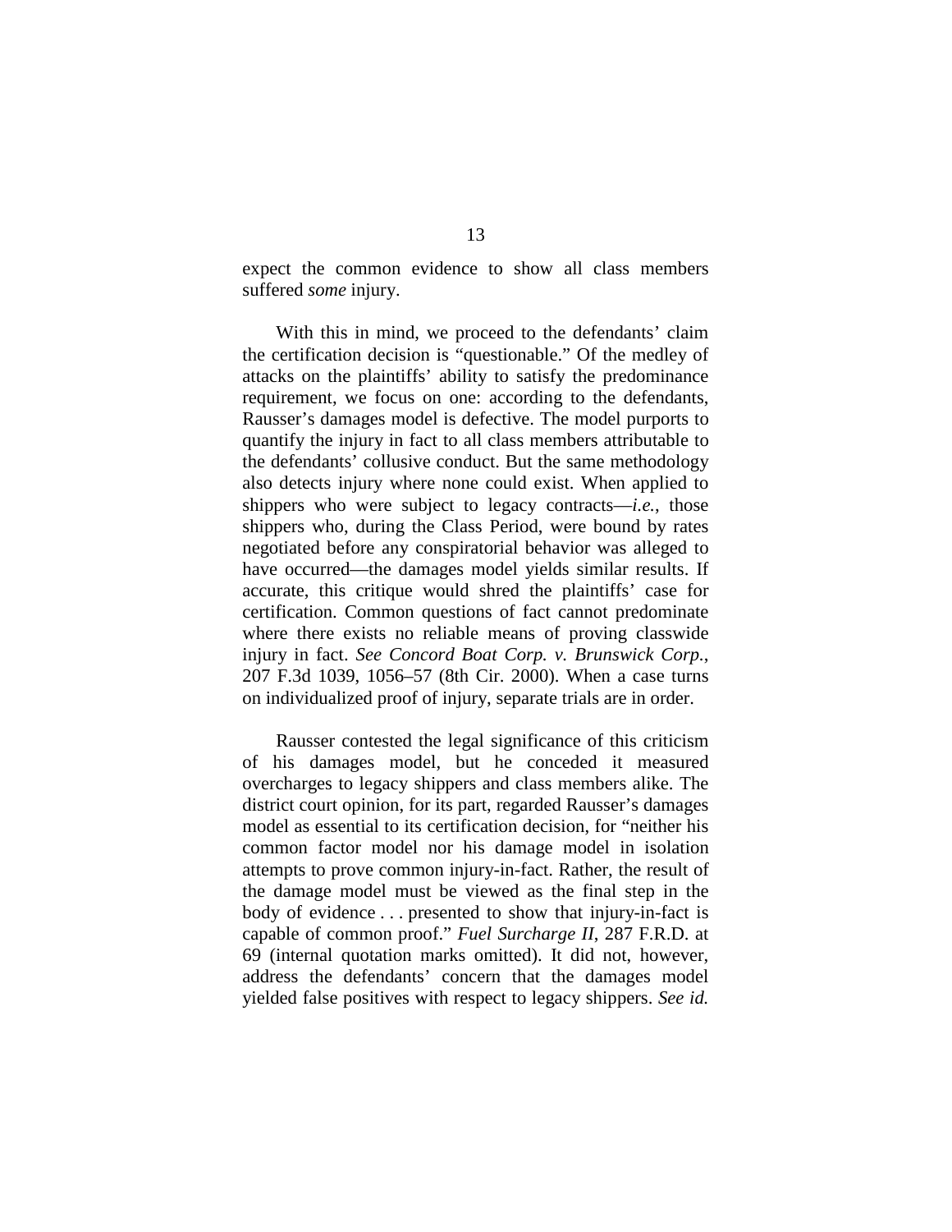expect the common evidence to show all class members suffered *some* injury.

With this in mind, we proceed to the defendants' claim the certification decision is "questionable." Of the medley of attacks on the plaintiffs' ability to satisfy the predominance requirement, we focus on one: according to the defendants, Rausser's damages model is defective. The model purports to quantify the injury in fact to all class members attributable to the defendants' collusive conduct. But the same methodology also detects injury where none could exist. When applied to shippers who were subject to legacy contracts—*i.e.*, those shippers who, during the Class Period, were bound by rates negotiated before any conspiratorial behavior was alleged to have occurred—the damages model yields similar results. If accurate, this critique would shred the plaintiffs' case for certification. Common questions of fact cannot predominate where there exists no reliable means of proving classwide injury in fact. *See Concord Boat Corp. v. Brunswick Corp.*, 207 F.3d 1039, 1056–57 (8th Cir. 2000). When a case turns on individualized proof of injury, separate trials are in order.

Rausser contested the legal significance of this criticism of his damages model, but he conceded it measured overcharges to legacy shippers and class members alike. The district court opinion, for its part, regarded Rausser's damages model as essential to its certification decision, for "neither his common factor model nor his damage model in isolation attempts to prove common injury-in-fact. Rather, the result of the damage model must be viewed as the final step in the body of evidence . . . presented to show that injury-in-fact is capable of common proof." *Fuel Surcharge II*, 287 F.R.D. at 69 (internal quotation marks omitted). It did not, however, address the defendants' concern that the damages model yielded false positives with respect to legacy shippers. *See id.*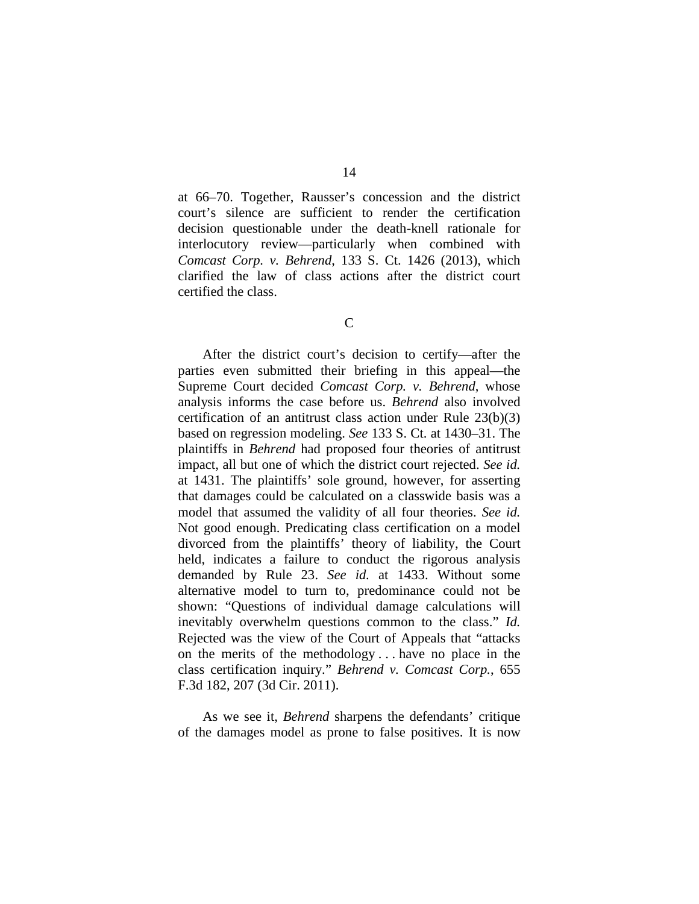at 66–70. Together, Rausser's concession and the district court's silence are sufficient to render the certification decision questionable under the death-knell rationale for interlocutory review—particularly when combined with *Comcast Corp. v. Behrend*, 133 S. Ct. 1426 (2013), which clarified the law of class actions after the district court certified the class.

## C

After the district court's decision to certify—after the parties even submitted their briefing in this appeal—the Supreme Court decided *Comcast Corp. v. Behrend*, whose analysis informs the case before us. *Behrend* also involved certification of an antitrust class action under Rule 23(b)(3) based on regression modeling. *See* 133 S. Ct. at 1430–31. The plaintiffs in *Behrend* had proposed four theories of antitrust impact, all but one of which the district court rejected. *See id.* at 1431. The plaintiffs' sole ground, however, for asserting that damages could be calculated on a classwide basis was a model that assumed the validity of all four theories. *See id.* Not good enough. Predicating class certification on a model divorced from the plaintiffs' theory of liability, the Court held, indicates a failure to conduct the rigorous analysis demanded by Rule 23. *See id.* at 1433. Without some alternative model to turn to, predominance could not be shown: "Questions of individual damage calculations will inevitably overwhelm questions common to the class." *Id.* Rejected was the view of the Court of Appeals that "attacks on the merits of the methodology . . . have no place in the class certification inquiry." *Behrend v. Comcast Corp.*, 655 F.3d 182, 207 (3d Cir. 2011).

As we see it, *Behrend* sharpens the defendants' critique of the damages model as prone to false positives. It is now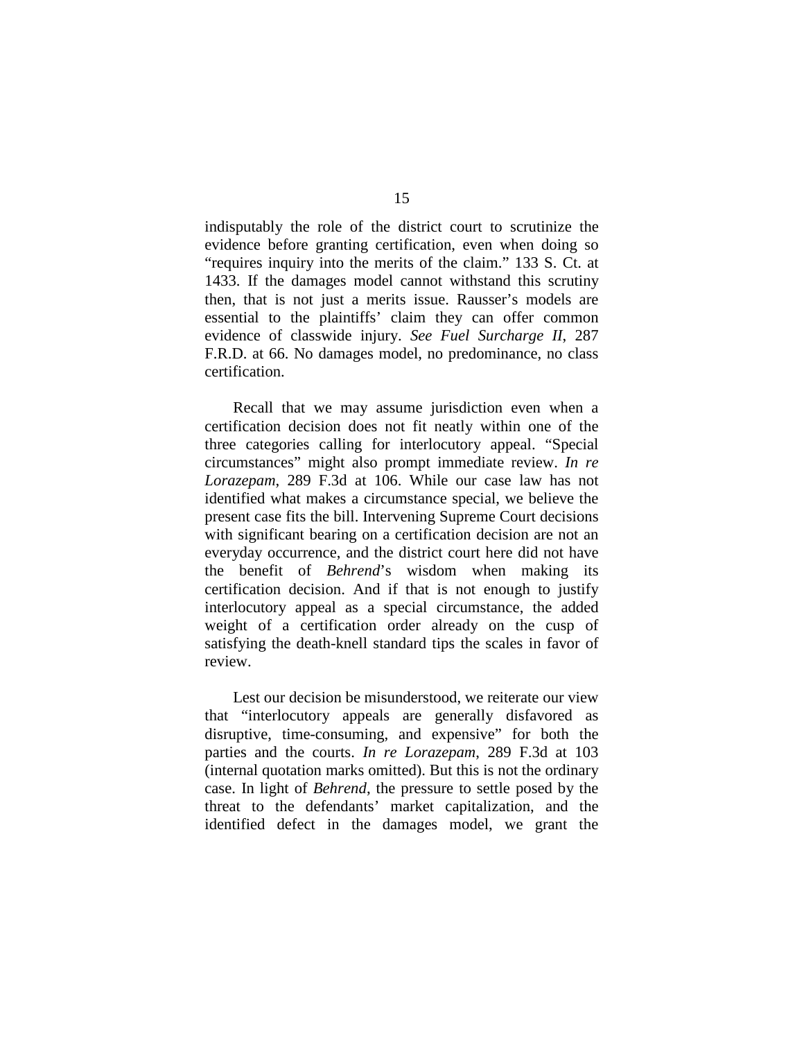indisputably the role of the district court to scrutinize the evidence before granting certification, even when doing so "requires inquiry into the merits of the claim." 133 S. Ct. at 1433. If the damages model cannot withstand this scrutiny then, that is not just a merits issue. Rausser's models are essential to the plaintiffs' claim they can offer common evidence of classwide injury. *See Fuel Surcharge II*, 287 F.R.D. at 66. No damages model, no predominance, no class certification.

Recall that we may assume jurisdiction even when a certification decision does not fit neatly within one of the three categories calling for interlocutory appeal. "Special circumstances" might also prompt immediate review. *In re Lorazepam*, 289 F.3d at 106. While our case law has not identified what makes a circumstance special, we believe the present case fits the bill. Intervening Supreme Court decisions with significant bearing on a certification decision are not an everyday occurrence, and the district court here did not have the benefit of *Behrend*'s wisdom when making its certification decision. And if that is not enough to justify interlocutory appeal as a special circumstance, the added weight of a certification order already on the cusp of satisfying the death-knell standard tips the scales in favor of review.

Lest our decision be misunderstood, we reiterate our view that "interlocutory appeals are generally disfavored as disruptive, time-consuming, and expensive" for both the parties and the courts. *In re Lorazepam*, 289 F.3d at 103 (internal quotation marks omitted). But this is not the ordinary case. In light of *Behrend*, the pressure to settle posed by the threat to the defendants' market capitalization, and the identified defect in the damages model, we grant the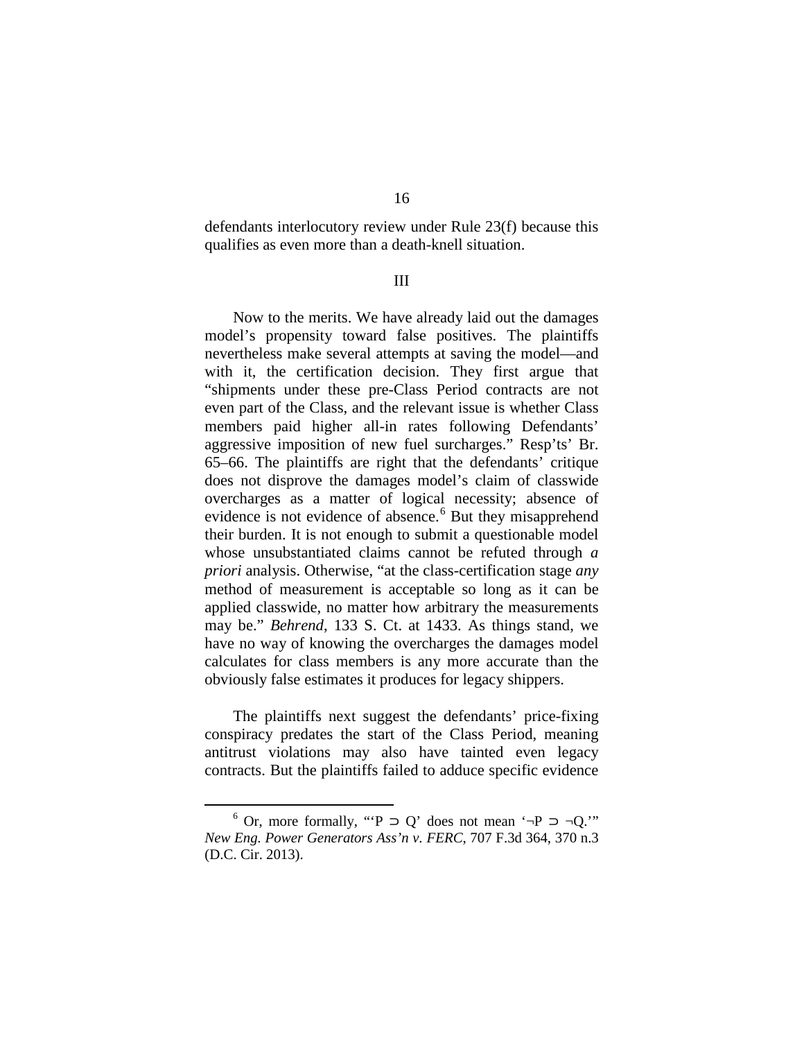defendants interlocutory review under Rule 23(f) because this qualifies as even more than a death-knell situation.

## III

Now to the merits. We have already laid out the damages model's propensity toward false positives. The plaintiffs nevertheless make several attempts at saving the model—and with it, the certification decision. They first argue that "shipments under these pre-Class Period contracts are not even part of the Class, and the relevant issue is whether Class members paid higher all-in rates following Defendants' aggressive imposition of new fuel surcharges." Resp'ts' Br. 65–66. The plaintiffs are right that the defendants' critique does not disprove the damages model's claim of classwide overcharges as a matter of logical necessity; absence of evidence is not evidence of absence.[6] But they misapprehend their burden. It is not enough to submit a questionable model whose unsubstantiated claims cannot be refuted through *a priori* analysis. Otherwise, "at the class-certification stage *any* method of measurement is acceptable so long as it can be applied classwide, no matter how arbitrary the measurements may be." *Behrend*, 133 S. Ct. at 1433. As things stand, we have no way of knowing the overcharges the damages model calculates for class members is any more accurate than the obviously false estimates it produces for legacy shippers.

The plaintiffs next suggest the defendants' price-fixing conspiracy predates the start of the Class Period, meaning antitrust violations may also have tainted even legacy contracts. But the plaintiffs failed to adduce specific evidence

---

[6] Or, more formally, "'$P \supset Q$' does not mean '$\neg P \supset \neg Q$.'" *New Eng. Power Generators Ass'n v. FERC*, 707 F.3d 364, 370 n.3 (D.C. Cir. 2013).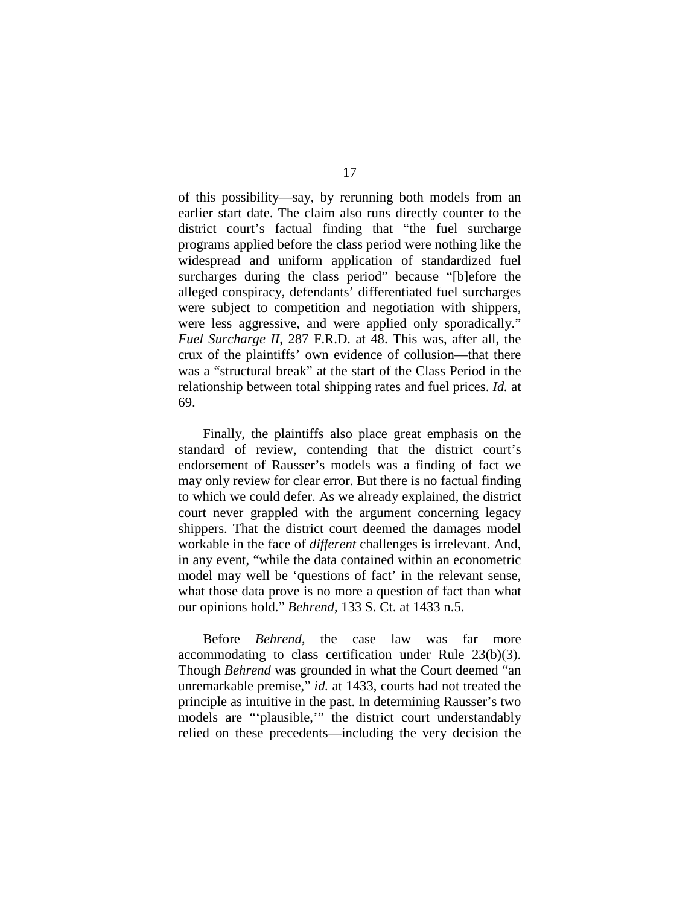of this possibility—say, by rerunning both models from an earlier start date. The claim also runs directly counter to the district court's factual finding that "the fuel surcharge programs applied before the class period were nothing like the widespread and uniform application of standardized fuel surcharges during the class period" because "[b]efore the alleged conspiracy, defendants' differentiated fuel surcharges were subject to competition and negotiation with shippers, were less aggressive, and were applied only sporadically." *Fuel Surcharge II*, 287 F.R.D. at 48. This was, after all, the crux of the plaintiffs' own evidence of collusion—that there was a "structural break" at the start of the Class Period in the relationship between total shipping rates and fuel prices. *Id.* at 69.

Finally, the plaintiffs also place great emphasis on the standard of review, contending that the district court's endorsement of Rausser's models was a finding of fact we may only review for clear error. But there is no factual finding to which we could defer. As we already explained, the district court never grappled with the argument concerning legacy shippers. That the district court deemed the damages model workable in the face of *different* challenges is irrelevant. And, in any event, "while the data contained within an econometric model may well be 'questions of fact' in the relevant sense, what those data prove is no more a question of fact than what our opinions hold." *Behrend*, 133 S. Ct. at 1433 n.5.

Before *Behrend*, the case law was far more accommodating to class certification under Rule 23(b)(3). Though *Behrend* was grounded in what the Court deemed "an unremarkable premise," *id.* at 1433, courts had not treated the principle as intuitive in the past. In determining Rausser's two models are "'plausible,'" the district court understandably relied on these precedents—including the very decision the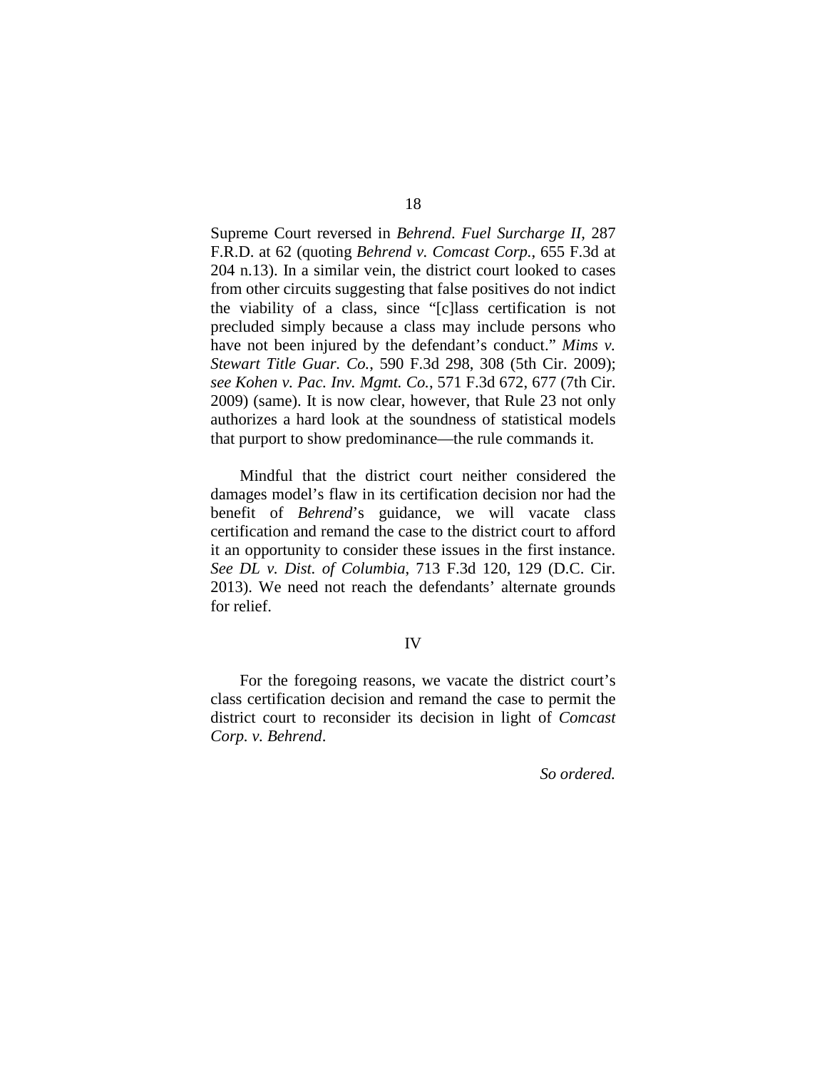Supreme Court reversed in *Behrend*. *Fuel Surcharge II*, 287 F.R.D. at 62 (quoting *Behrend v. Comcast Corp.*, 655 F.3d at 204 n.13). In a similar vein, the district court looked to cases from other circuits suggesting that false positives do not indict the viability of a class, since "[c]lass certification is not precluded simply because a class may include persons who have not been injured by the defendant's conduct." *Mims v. Stewart Title Guar. Co.*, 590 F.3d 298, 308 (5th Cir. 2009); *see Kohen v. Pac. Inv. Mgmt. Co.*, 571 F.3d 672, 677 (7th Cir. 2009) (same). It is now clear, however, that Rule 23 not only authorizes a hard look at the soundness of statistical models that purport to show predominance—the rule commands it.

Mindful that the district court neither considered the damages model's flaw in its certification decision nor had the benefit of *Behrend*'s guidance, we will vacate class certification and remand the case to the district court to afford it an opportunity to consider these issues in the first instance. *See DL v. Dist. of Columbia*, 713 F.3d 120, 129 (D.C. Cir. 2013). We need not reach the defendants' alternate grounds for relief.

## IV

For the foregoing reasons, we vacate the district court's class certification decision and remand the case to permit the district court to reconsider its decision in light of *Comcast Corp. v. Behrend*.

*So ordered.*